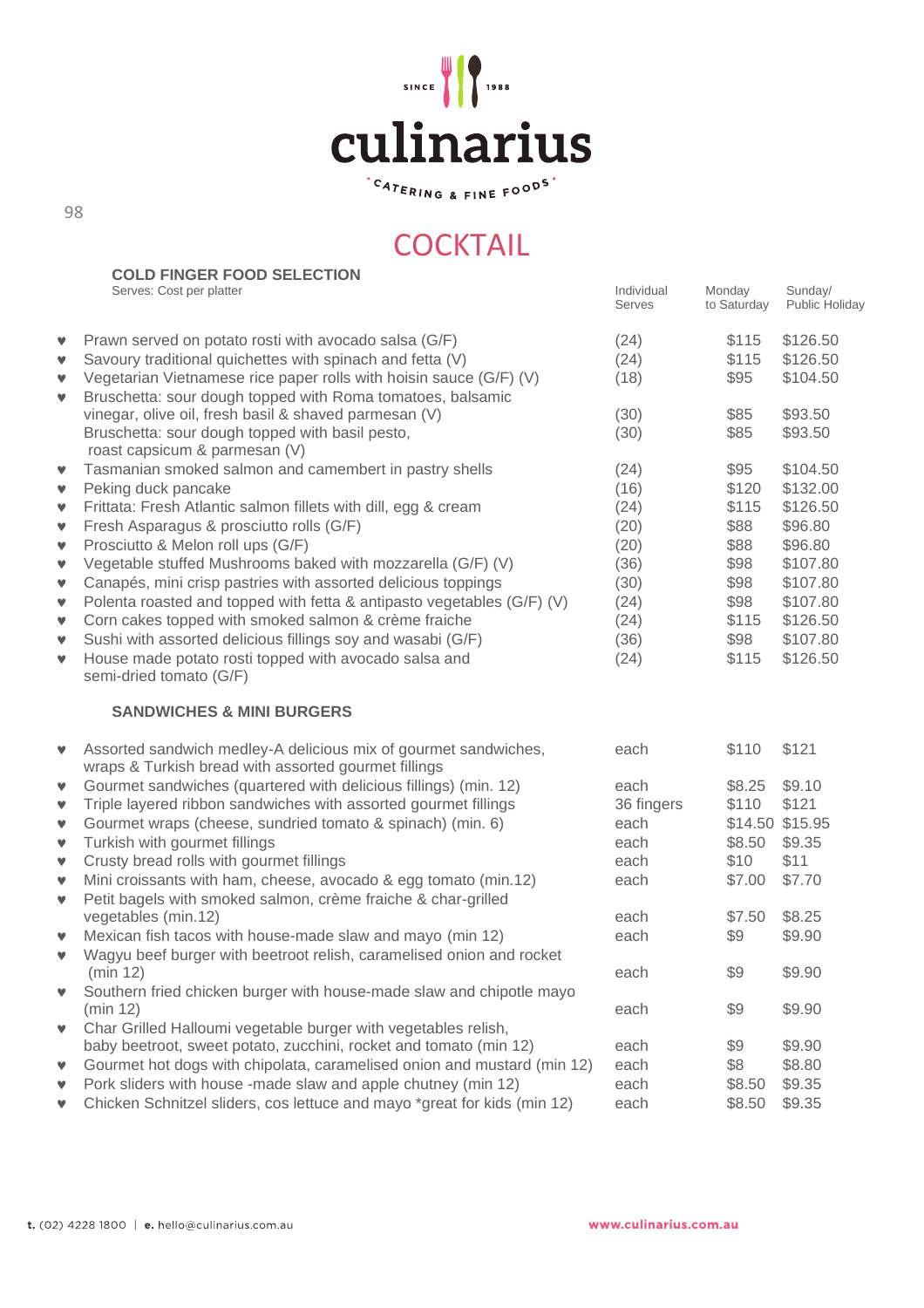# culinarius

SINCE 1988

CATERING & FINE FOODS

## COCKTAIL

### COLD FINGER FOOD SELECTION

Serves: Cost per platter

| | Individual Serves | Monday to Saturday | Sunday/ Public Holiday |
|---|---|---|---|
| ♥ Prawn served on potato rosti with avocado salsa (G/F) | (24) | $115 | $126.50 |
| ♥ Savoury traditional quichettes with spinach and fetta (V) | (24) | $115 | $126.50 |
| ♥ Vegetarian Vietnamese rice paper rolls with hoisin sauce (G/F) (V) | (18) | $95 | $104.50 |
| ♥ Bruschetta: sour dough topped with Roma tomatoes, balsamic vinegar, olive oil, fresh basil & shaved parmesan (V) | (30) | $85 | $93.50 |
| Bruschetta: sour dough topped with basil pesto, roast capsicum & parmesan (V) | (30) | $85 | $93.50 |
| ♥ Tasmanian smoked salmon and camembert in pastry shells | (24) | $95 | $104.50 |
| ♥ Peking duck pancake | (16) | $120 | $132.00 |
| ♥ Frittata: Fresh Atlantic salmon fillets with dill, egg & cream | (24) | $115 | $126.50 |
| ♥ Fresh Asparagus & prosciutto rolls (G/F) | (20) | $88 | $96.80 |
| ♥ Prosciutto & Melon roll ups (G/F) | (20) | $88 | $96.80 |
| ♥ Vegetable stuffed Mushrooms baked with mozzarella (G/F) (V) | (36) | $98 | $107.80 |
| ♥ Canapés, mini crisp pastries with assorted delicious toppings | (30) | $98 | $107.80 |
| ♥ Polenta roasted and topped with fetta & antipasto vegetables (G/F) (V) | (24) | $98 | $107.80 |
| ♥ Corn cakes topped with smoked salmon & crème fraiche | (24) | $115 | $126.50 |
| ♥ Sushi with assorted delicious fillings soy and wasabi (G/F) | (36) | $98 | $107.80 |
| ♥ House made potato rosti topped with avocado salsa and semi-dried tomato (G/F) | (24) | $115 | $126.50 |

### SANDWICHES & MINI BURGERS

| | Individual Serves | Monday to Saturday | Sunday/ Public Holiday |
|---|---|---|---|
| ♥ Assorted sandwich medley-A delicious mix of gourmet sandwiches, wraps & Turkish bread with assorted gourmet fillings | each | $110 | $121 |
| ♥ Gourmet sandwiches (quartered with delicious fillings) (min. 12) | each | $8.25 | $9.10 |
| ♥ Triple layered ribbon sandwiches with assorted gourmet fillings | 36 fingers | $110 | $121 |
| ♥ Gourmet wraps (cheese, sundried tomato & spinach) (min. 6) | each | $14.50 | $15.95 |
| ♥ Turkish with gourmet fillings | each | $8.50 | $9.35 |
| ♥ Crusty bread rolls with gourmet fillings | each | $10 | $11 |
| ♥ Mini croissants with ham, cheese, avocado & egg tomato (min.12) | each | $7.00 | $7.70 |
| ♥ Petit bagels with smoked salmon, crème fraiche & char-grilled vegetables (min.12) | each | $7.50 | $8.25 |
| ♥ Mexican fish tacos with house-made slaw and mayo (min 12) | each | $9 | $9.90 |
| ♥ Wagyu beef burger with beetroot relish, caramelised onion and rocket (min 12) | each | $9 | $9.90 |
| ♥ Southern fried chicken burger with house-made slaw and chipotle mayo (min 12) | each | $9 | $9.90 |
| ♥ Char Grilled Halloumi vegetable burger with vegetables relish, baby beetroot, sweet potato, zucchini, rocket and tomato (min 12) | each | $9 | $9.90 |
| ♥ Gourmet hot dogs with chipolata, caramelised onion and mustard (min 12) | each | $8 | $8.80 |
| ♥ Pork sliders with house -made slaw and apple chutney (min 12) | each | $8.50 | $9.35 |
| ♥ Chicken Schnitzel sliders, cos lettuce and mayo *great for kids (min 12) | each | $8.50 | $9.35 |

t. (02) 4228 1800 | e. hello@culinarius.com.au

www.culinarius.com.au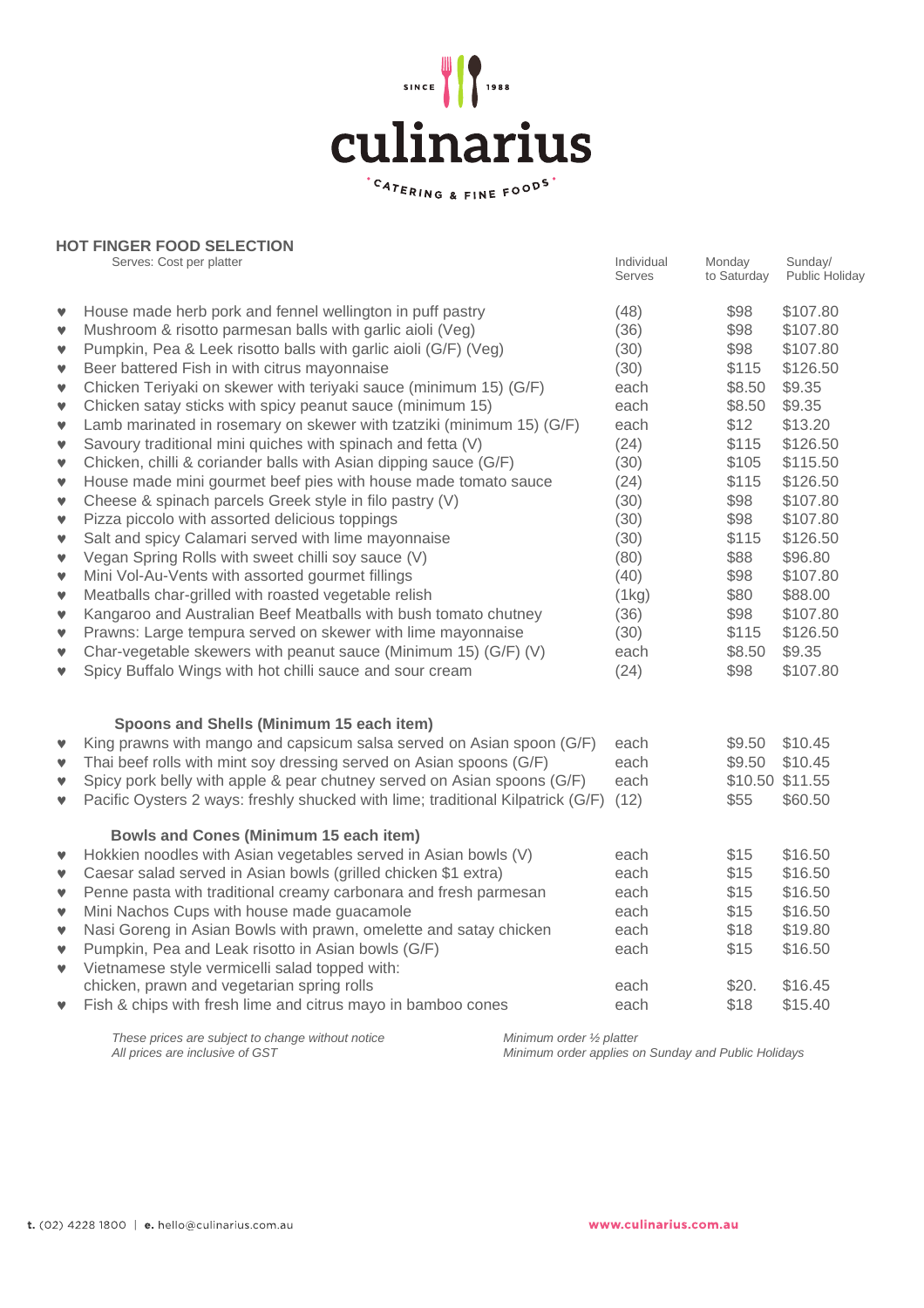culinarius

SINCE 1988

CATERING & FINE FOODS

## HOT FINGER FOOD SELECTION

| Serves: Cost per platter | Individual Serves | Monday to Saturday | Sunday/ Public Holiday |
|---|---|---|---|
| House made herb pork and fennel wellington in puff pastry | (48) | $98 | $107.80 |
| Mushroom & risotto parmesan balls with garlic aioli (Veg) | (36) | $98 | $107.80 |
| Pumpkin, Pea & Leek risotto balls with garlic aioli (G/F) (Veg) | (30) | $98 | $107.80 |
| Beer battered Fish in with citrus mayonnaise | (30) | $115 | $126.50 |
| Chicken Teriyaki on skewer with teriyaki sauce (minimum 15) (G/F) | each | $8.50 | $9.35 |
| Chicken satay sticks with spicy peanut sauce (minimum 15) | each | $8.50 | $9.35 |
| Lamb marinated in rosemary on skewer with tzatziki (minimum 15) (G/F) | each | $12 | $13.20 |
| Savoury traditional mini quiches with spinach and fetta (V) | (24) | $115 | $126.50 |
| Chicken, chilli & coriander balls with Asian dipping sauce (G/F) | (30) | $105 | $115.50 |
| House made mini gourmet beef pies with house made tomato sauce | (24) | $115 | $126.50 |
| Cheese & spinach parcels Greek style in filo pastry (V) | (30) | $98 | $107.80 |
| Pizza piccolo with assorted delicious toppings | (30) | $98 | $107.80 |
| Salt and spicy Calamari served with lime mayonnaise | (30) | $115 | $126.50 |
| Vegan Spring Rolls with sweet chilli soy sauce (V) | (80) | $88 | $96.80 |
| Mini Vol-Au-Vents with assorted gourmet fillings | (40) | $98 | $107.80 |
| Meatballs char-grilled with roasted vegetable relish | (1kg) | $80 | $88.00 |
| Kangaroo and Australian Beef Meatballs with bush tomato chutney | (36) | $98 | $107.80 |
| Prawns: Large tempura served on skewer with lime mayonnaise | (30) | $115 | $126.50 |
| Char-vegetable skewers with peanut sauce (Minimum 15) (G/F) (V) | each | $8.50 | $9.35 |
| Spicy Buffalo Wings with hot chilli sauce and sour cream | (24) | $98 | $107.80 |

### Spoons and Shells (Minimum 15 each item)

| Item | Individual Serves | Monday to Saturday | Sunday/ Public Holiday |
|---|---|---|---|
| King prawns with mango and capsicum salsa served on Asian spoon (G/F) | each | $9.50 | $10.45 |
| Thai beef rolls with mint soy dressing served on Asian spoons (G/F) | each | $9.50 | $10.45 |
| Spicy pork belly with apple & pear chutney served on Asian spoons (G/F) | each | $10.50 | $11.55 |
| Pacific Oysters 2 ways: freshly shucked with lime; traditional Kilpatrick (G/F) | (12) | $55 | $60.50 |

### Bowls and Cones (Minimum 15 each item)

| Item | Individual Serves | Monday to Saturday | Sunday/ Public Holiday |
|---|---|---|---|
| Hokkien noodles with Asian vegetables served in Asian bowls (V) | each | $15 | $16.50 |
| Caesar salad served in Asian bowls (grilled chicken $1 extra) | each | $15 | $16.50 |
| Penne pasta with traditional creamy carbonara and fresh parmesan | each | $15 | $16.50 |
| Mini Nachos Cups with house made guacamole | each | $15 | $16.50 |
| Nasi Goreng in Asian Bowls with prawn, omelette and satay chicken | each | $18 | $19.80 |
| Pumpkin, Pea and Leak risotto in Asian bowls (G/F) | each | $15 | $16.50 |
| Vietnamese style vermicelli salad topped with: chicken, prawn and vegetarian spring rolls | each | $20. | $16.45 |
| Fish & chips with fresh lime and citrus mayo in bamboo cones | each | $18 | $15.40 |

*These prices are subject to change without notice*
*All prices are inclusive of GST*

*Minimum order ½ platter*
*Minimum order applies on Sunday and Public Holidays*

**t.** (02) 4228 1800 | **e.** hello@culinarius.com.au

www.culinarius.com.au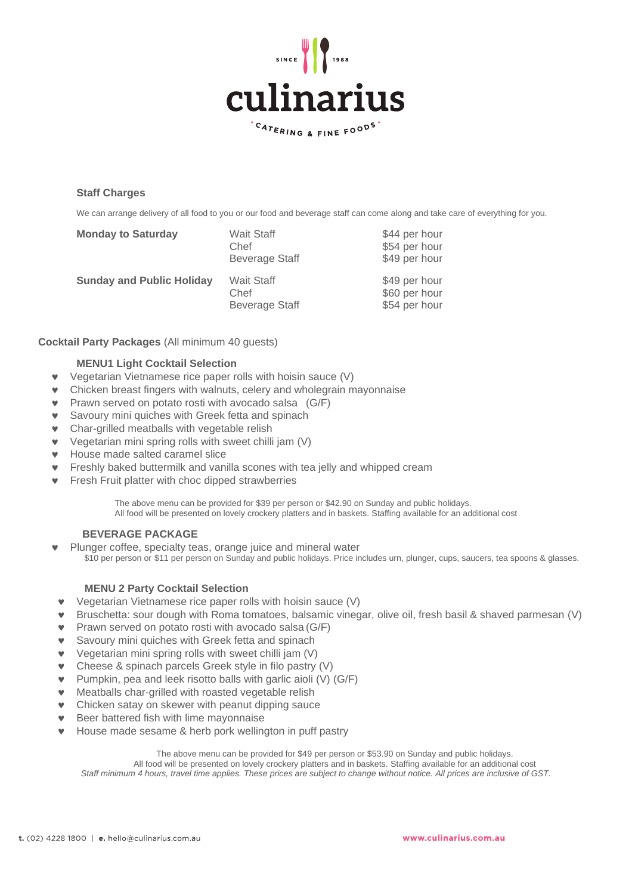# culinarius

SINCE 1988

CATERING & FINE FOODS

### Staff Charges

We can arrange delivery of all food to you or our food and beverage staff can come along and take care of everything for you.

| | | |
|---|---|---|
| **Monday to Saturday** | Wait Staff | $44 per hour |
| | Chef | $54 per hour |
| | Beverage Staff | $49 per hour |
| **Sunday and Public Holiday** | Wait Staff | $49 per hour |
| | Chef | $60 per hour |
| | Beverage Staff | $54 per hour |

**Cocktail Party Packages** (All minimum 40 guests)

#### MENU1 Light Cocktail Selection

- Vegetarian Vietnamese rice paper rolls with hoisin sauce (V)
- Chicken breast fingers with walnuts, celery and wholegrain mayonnaise
- Prawn served on potato rosti with avocado salsa (G/F)
- Savoury mini quiches with Greek fetta and spinach
- Char-grilled meatballs with vegetable relish
- Vegetarian mini spring rolls with sweet chilli jam (V)
- House made salted caramel slice
- Freshly baked buttermilk and vanilla scones with tea jelly and whipped cream
- Fresh Fruit platter with choc dipped strawberries

The above menu can be provided for $39 per person or $42.90 on Sunday and public holidays.
All food will be presented on lovely crockery platters and in baskets. Staffing available for an additional cost

#### BEVERAGE PACKAGE

- Plunger coffee, specialty teas, orange juice and mineral water
  $10 per person or $11 per person on Sunday and public holidays. Price includes urn, plunger, cups, saucers, tea spoons & glasses.

#### MENU 2 Party Cocktail Selection

- Vegetarian Vietnamese rice paper rolls with hoisin sauce (V)
- Bruschetta: sour dough with Roma tomatoes, balsamic vinegar, olive oil, fresh basil & shaved parmesan (V)
- Prawn served on potato rosti with avocado salsa (G/F)
- Savoury mini quiches with Greek fetta and spinach
- Vegetarian mini spring rolls with sweet chilli jam (V)
- Cheese & spinach parcels Greek style in filo pastry (V)
- Pumpkin, pea and leek risotto balls with garlic aioli (V) (G/F)
- Meatballs char-grilled with roasted vegetable relish
- Chicken satay on skewer with peanut dipping sauce
- Beer battered fish with lime mayonnaise
- House made sesame & herb pork wellington in puff pastry

The above menu can be provided for $49 per person or $53.90 on Sunday and public holidays.
All food will be presented on lovely crockery platters and in baskets. Staffing available for an additional cost
*Staff minimum 4 hours, travel time applies. These prices are subject to change without notice. All prices are inclusive of GST.*

**t.** (02) 4228 1800 | **e.** hello@culinarius.com.au

www.culinarius.com.au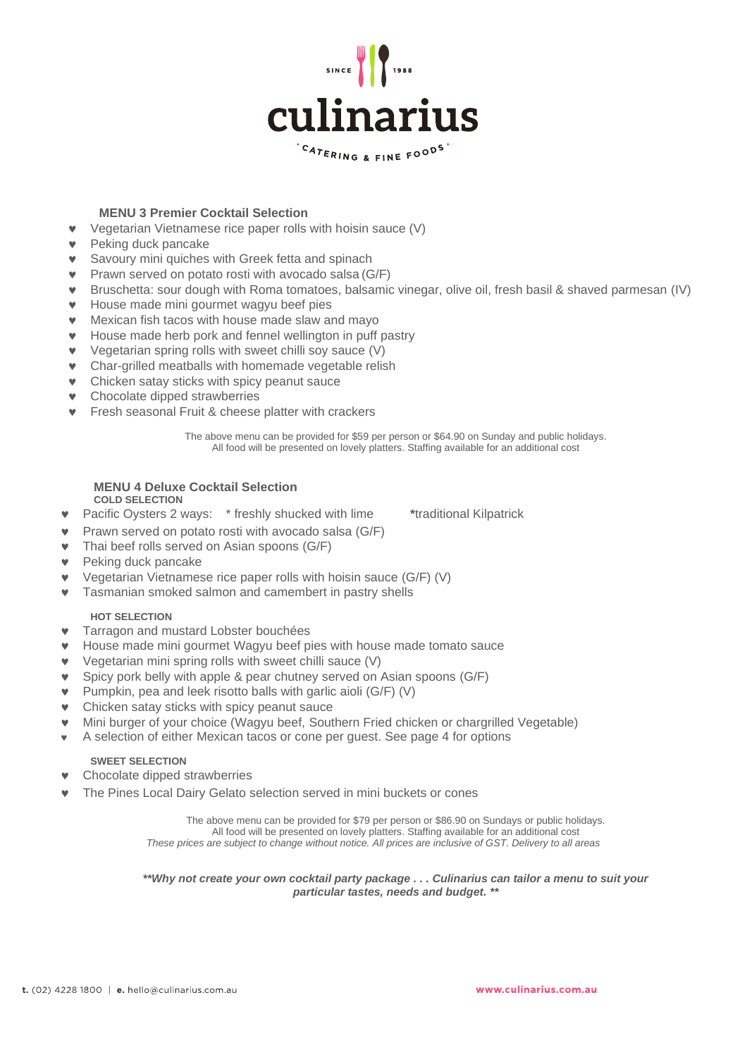culinarius

SINCE 1988

CATERING & FINE FOODS

### MENU 3 Premier Cocktail Selection

- Vegetarian Vietnamese rice paper rolls with hoisin sauce (V)
- Peking duck pancake
- Savoury mini quiches with Greek fetta and spinach
- Prawn served on potato rosti with avocado salsa (G/F)
- Bruschetta: sour dough with Roma tomatoes, balsamic vinegar, olive oil, fresh basil & shaved parmesan (IV)
- House made mini gourmet wagyu beef pies
- Mexican fish tacos with house made slaw and mayo
- House made herb pork and fennel wellington in puff pastry
- Vegetarian spring rolls with sweet chilli soy sauce (V)
- Char-grilled meatballs with homemade vegetable relish
- Chicken satay sticks with spicy peanut sauce
- Chocolate dipped strawberries
- Fresh seasonal Fruit & cheese platter with crackers

The above menu can be provided for $59 per person or $64.90 on Sunday and public holidays.
All food will be presented on lovely platters. Staffing available for an additional cost

### MENU 4 Deluxe Cocktail Selection

**COLD SELECTION**

- Pacific Oysters 2 ways: * freshly shucked with lime *traditional Kilpatrick
- Prawn served on potato rosti with avocado salsa (G/F)
- Thai beef rolls served on Asian spoons (G/F)
- Peking duck pancake
- Vegetarian Vietnamese rice paper rolls with hoisin sauce (G/F) (V)
- Tasmanian smoked salmon and camembert in pastry shells

**HOT SELECTION**

- Tarragon and mustard Lobster bouchées
- House made mini gourmet Wagyu beef pies with house made tomato sauce
- Vegetarian mini spring rolls with sweet chilli sauce (V)
- Spicy pork belly with apple & pear chutney served on Asian spoons (G/F)
- Pumpkin, pea and leek risotto balls with garlic aioli (G/F) (V)
- Chicken satay sticks with spicy peanut sauce
- Mini burger of your choice (Wagyu beef, Southern Fried chicken or chargrilled Vegetable)
- A selection of either Mexican tacos or cone per guest. See page 4 for options

**SWEET SELECTION**

- Chocolate dipped strawberries
- The Pines Local Dairy Gelato selection served in mini buckets or cones

The above menu can be provided for $79 per person or $86.90 on Sundays or public holidays.
All food will be presented on lovely platters. Staffing available for an additional cost
*These prices are subject to change without notice. All prices are inclusive of GST. Delivery to all areas*

***Why not create your own cocktail party package . . . Culinarius can tailor a menu to suit your particular tastes, needs and budget. ***

t. (02) 4228 1800 | e. hello@culinarius.com.au www.culinarius.com.au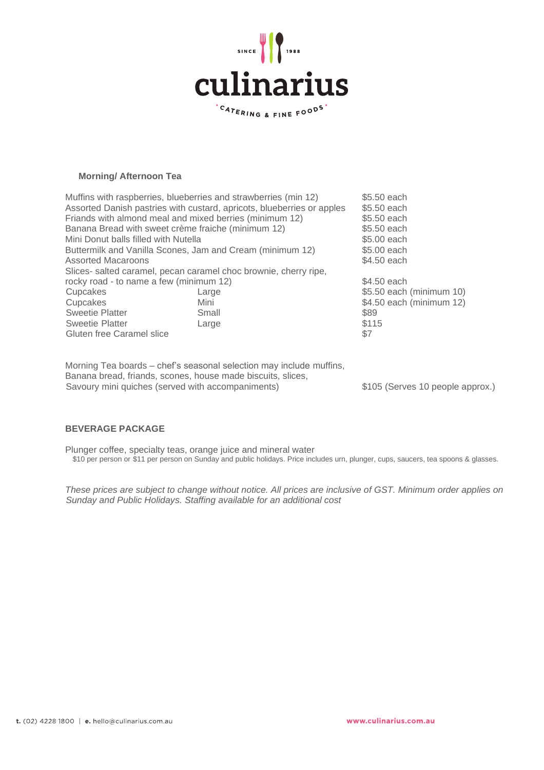culinarius

CATERING & FINE FOODS

SINCE 1988

### Morning/ Afternoon Tea

| Item | | Price |
|---|---|---|
| Muffins with raspberries, blueberries and strawberries (min 12) | | $5.50 each |
| Assorted Danish pastries with custard, apricots, blueberries or apples | | $5.50 each |
| Friands with almond meal and mixed berries (minimum 12) | | $5.50 each |
| Banana Bread with sweet crème fraiche (minimum 12) | | $5.50 each |
| Mini Donut balls filled with Nutella | | $5.00 each |
| Buttermilk and Vanilla Scones, Jam and Cream (minimum 12) | | $5.00 each |
| Assorted Macaroons | | $4.50 each |
| Slices- salted caramel, pecan caramel choc brownie, cherry ripe, rocky road - to name a few (minimum 12) | | $4.50 each |
| Cupcakes | Large | $5.50 each (minimum 10) |
| Cupcakes | Mini | $4.50 each (minimum 12) |
| Sweetie Platter | Small | $89 |
| Sweetie Platter | Large | $115 |
| Gluten free Caramel slice | | $7 |

Morning Tea boards – chef's seasonal selection may include muffins, Banana bread, friands, scones, house made biscuits, slices, Savoury mini quiches (served with accompaniments) — $105 (Serves 10 people approx.)

### BEVERAGE PACKAGE

Plunger coffee, specialty teas, orange juice and mineral water

$10 per person or $11 per person on Sunday and public holidays. Price includes urn, plunger, cups, saucers, tea spoons & glasses.

*These prices are subject to change without notice. All prices are inclusive of GST. Minimum order applies on Sunday and Public Holidays. Staffing available for an additional cost*

t. (02) 4228 1800 | e. hello@culinarius.com.au

www.culinarius.com.au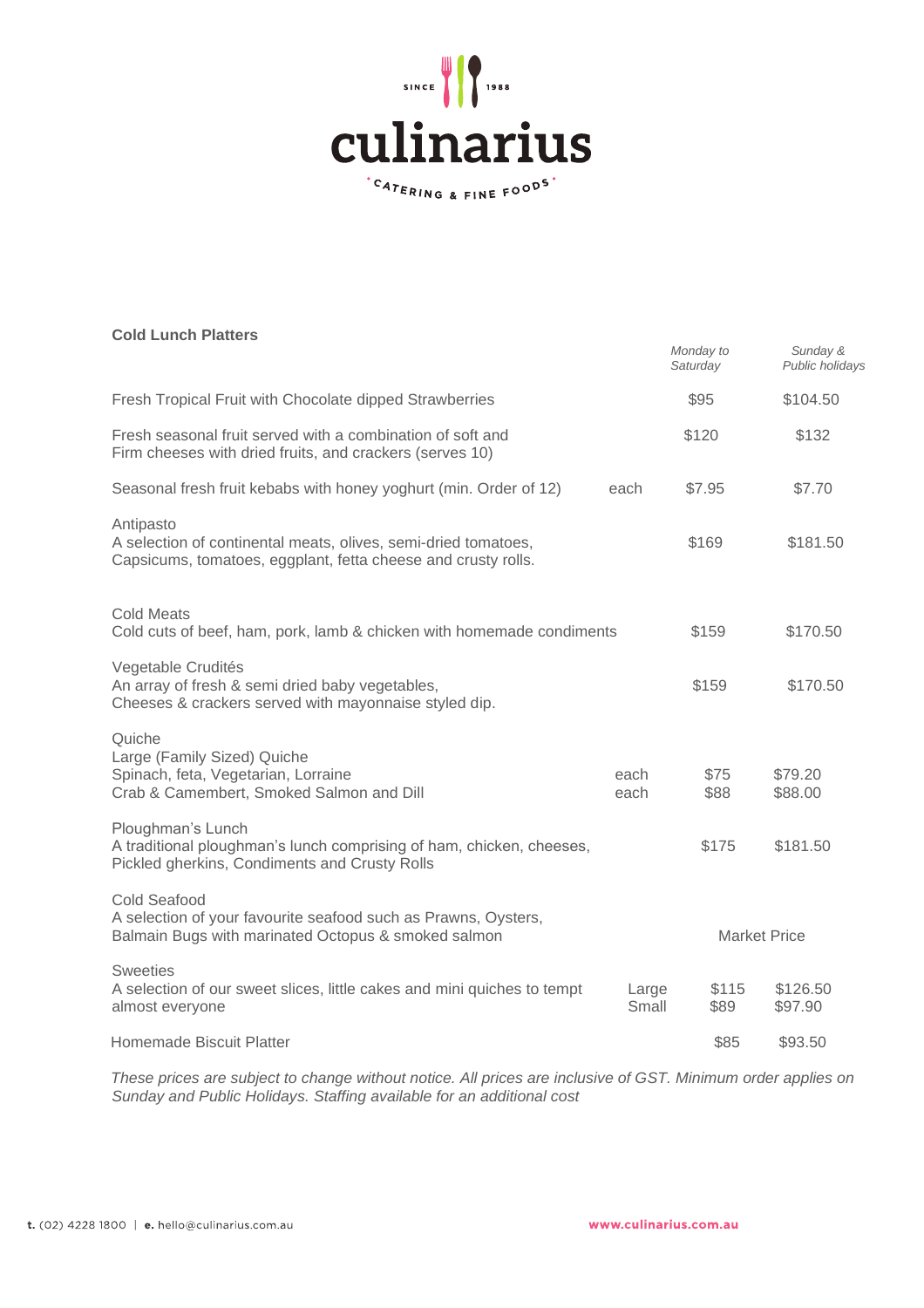culinarius

SINCE 1988

CATERING & FINE FOODS

**Cold Lunch Platters**

| Item | | *Monday to Saturday* | *Sunday & Public holidays* |
|---|---|---|---|
| Fresh Tropical Fruit with Chocolate dipped Strawberries | | $95 | $104.50 |
| Fresh seasonal fruit served with a combination of soft and Firm cheeses with dried fruits, and crackers (serves 10) | | $120 | $132 |
| Seasonal fresh fruit kebabs with honey yoghurt (min. Order of 12) | each | $7.95 | $7.70 |
| Antipasto<br>A selection of continental meats, olives, semi-dried tomatoes, Capsicums, tomatoes, eggplant, fetta cheese and crusty rolls. | | $169 | $181.50 |
| Cold Meats<br>Cold cuts of beef, ham, pork, lamb & chicken with homemade condiments | | $159 | $170.50 |
| Vegetable Crudités<br>An array of fresh & semi dried baby vegetables, Cheeses & crackers served with mayonnaise styled dip. | | $159 | $170.50 |
| Quiche<br>Large (Family Sized) Quiche<br>Spinach, feta, Vegetarian, Lorraine | each | $75 | $79.20 |
| Crab & Camembert, Smoked Salmon and Dill | each | $88 | $88.00 |
| Ploughman's Lunch<br>A traditional ploughman's lunch comprising of ham, chicken, cheeses, Pickled gherkins, Condiments and Crusty Rolls | | $175 | $181.50 |
| Cold Seafood<br>A selection of your favourite seafood such as Prawns, Oysters, Balmain Bugs with marinated Octopus & smoked salmon | | Market Price | |
| Sweeties<br>A selection of our sweet slices, little cakes and mini quiches to tempt almost everyone | Large | $115 | $126.50 |
| | Small | $89 | $97.90 |
| Homemade Biscuit Platter | | $85 | $93.50 |

*These prices are subject to change without notice. All prices are inclusive of GST. Minimum order applies on Sunday and Public Holidays. Staffing available for an additional cost*

**t.** (02) 4228 1800 | **e.** hello@culinarius.com.au

www.culinarius.com.au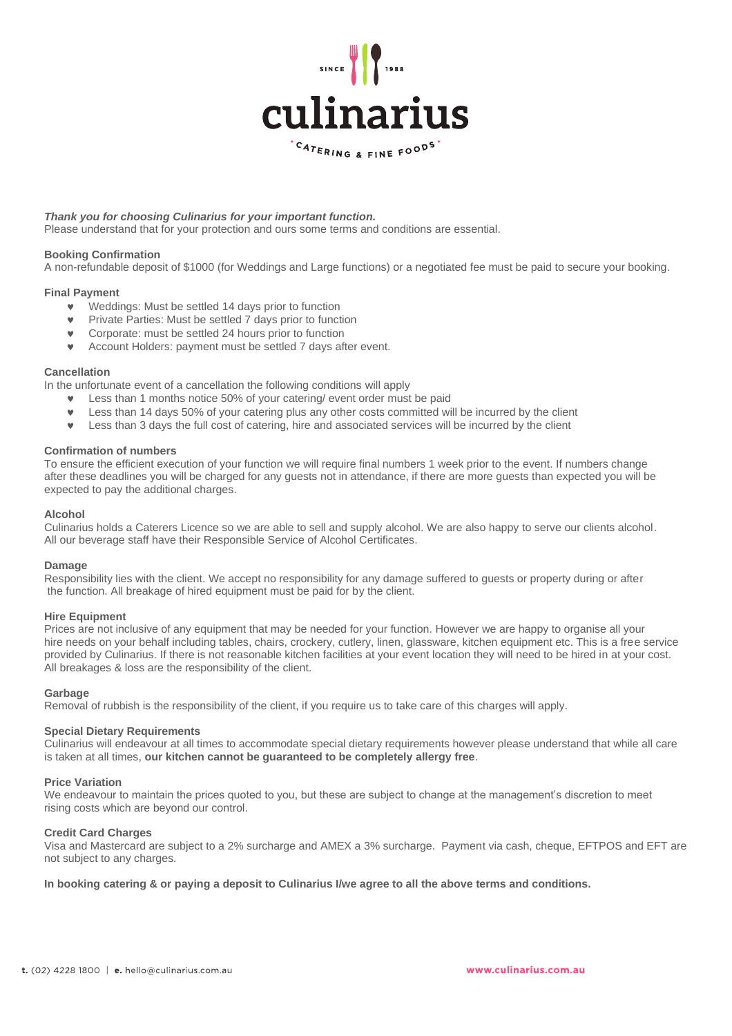*Thank you for choosing Culinarius for your important function.*
Please understand that for your protection and ours some terms and conditions are essential.

**Booking Confirmation**
A non-refundable deposit of $1000 (for Weddings and Large functions) or a negotiated fee must be paid to secure your booking.

**Final Payment**
- Weddings: Must be settled 14 days prior to function
- Private Parties: Must be settled 7 days prior to function
- Corporate: must be settled 24 hours prior to function
- Account Holders: payment must be settled 7 days after event.

**Cancellation**
In the unfortunate event of a cancellation the following conditions will apply
- Less than 1 months notice 50% of your catering/ event order must be paid
- Less than 14 days 50% of your catering plus any other costs committed will be incurred by the client
- Less than 3 days the full cost of catering, hire and associated services will be incurred by the client

**Confirmation of numbers**
To ensure the efficient execution of your function we will require final numbers 1 week prior to the event. If numbers change after these deadlines you will be charged for any guests not in attendance, if there are more guests than expected you will be expected to pay the additional charges.

**Alcohol**
Culinarius holds a Caterers Licence so we are able to sell and supply alcohol. We are also happy to serve our clients alcohol. All our beverage staff have their Responsible Service of Alcohol Certificates.

**Damage**
Responsibility lies with the client. We accept no responsibility for any damage suffered to guests or property during or after the function. All breakage of hired equipment must be paid for by the client.

**Hire Equipment**
Prices are not inclusive of any equipment that may be needed for your function. However we are happy to organise all your hire needs on your behalf including tables, chairs, crockery, cutlery, linen, glassware, kitchen equipment etc. This is a free service provided by Culinarius. If there is not reasonable kitchen facilities at your event location they will need to be hired in at your cost. All breakages & loss are the responsibility of the client.

**Garbage**
Removal of rubbish is the responsibility of the client, if you require us to take care of this charges will apply.

**Special Dietary Requirements**
Culinarius will endeavour at all times to accommodate special dietary requirements however please understand that while all care is taken at all times, **our kitchen cannot be guaranteed to be completely allergy free**.

**Price Variation**
We endeavour to maintain the prices quoted to you, but these are subject to change at the management's discretion to meet rising costs which are beyond our control.

**Credit Card Charges**
Visa and Mastercard are subject to a 2% surcharge and AMEX a 3% surcharge. Payment via cash, cheque, EFTPOS and EFT are not subject to any charges.

**In booking catering & or paying a deposit to Culinarius I/we agree to all the above terms and conditions.**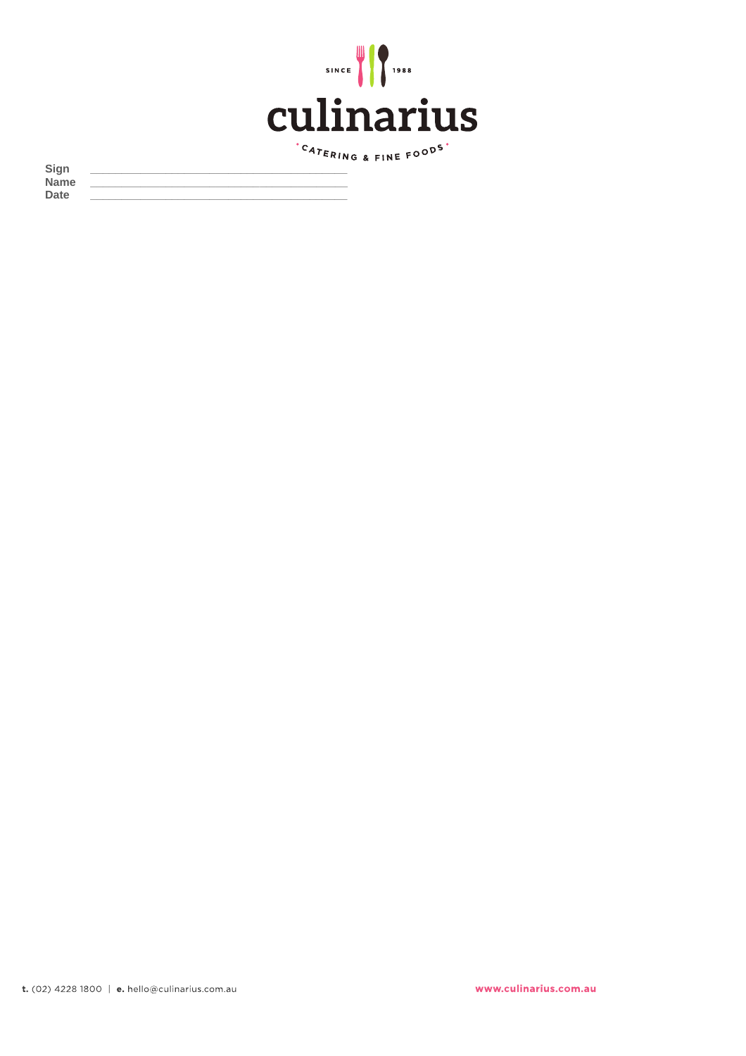SINCE 1988

culinarius

CATERING & FINE FOODS

**Sign** \_\_\_\_\_\_\_\_\_\_\_\_\_\_\_\_\_\_\_\_\_\_\_\_\_\_\_\_\_\_\_\_\_\_\_\_\_\_\_\_

**Name** \_\_\_\_\_\_\_\_\_\_\_\_\_\_\_\_\_\_\_\_\_\_\_\_\_\_\_\_\_\_\_\_\_\_\_\_\_\_\_\_

**Date** \_\_\_\_\_\_\_\_\_\_\_\_\_\_\_\_\_\_\_\_\_\_\_\_\_\_\_\_\_\_\_\_\_\_\_\_\_\_\_\_

**t.** (02) 4228 1800 | **e.** hello@culinarius.com.au

**www.culinarius.com.au**